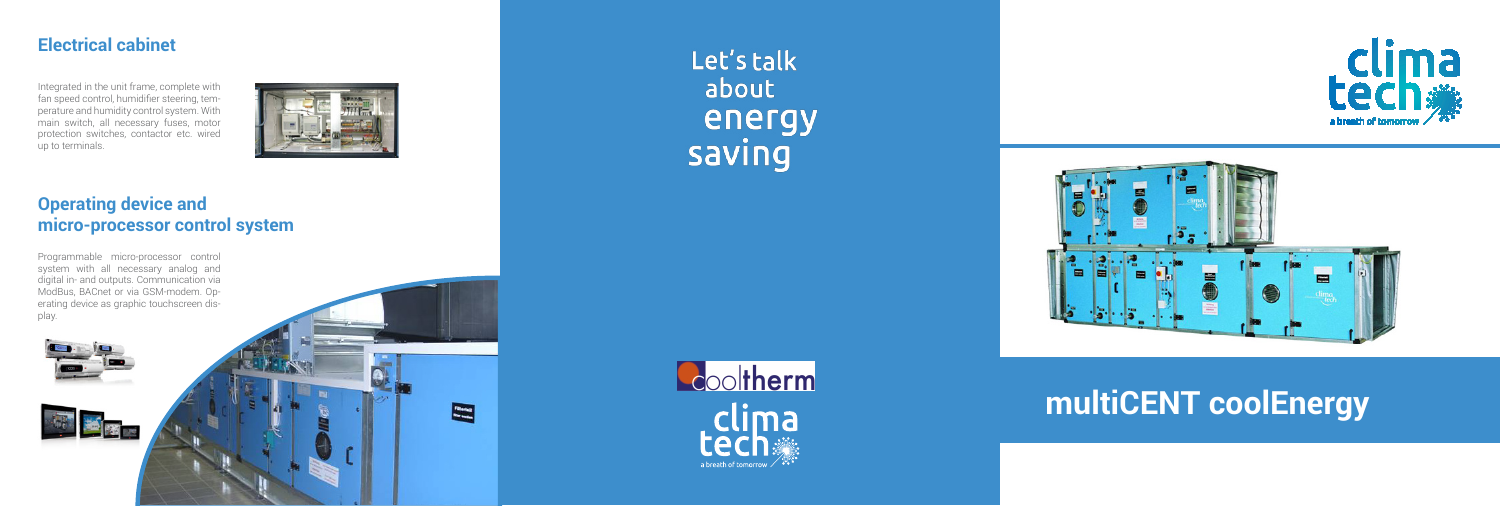## Electrical cabinet

Integrated in the unit frame, complete with fan speed control, humidifier steering, temperature and humidity control system. With main switch, all necessary fuses, motor protection switches, contactor etc. wired up to terminals.

## Operating device and micro-processor control system

Programmable micro-processor control system with all necessary analog and digital in- and outputs. Communication via ModBus, BACnet or via GSM-modem. Operating device as graphic touchscreen display.

Let's talk about energy saving

cooltherm

clima tech

a breath of tomorrow

clima tech

a breath of tomorrow

# multiCENT coolEnergy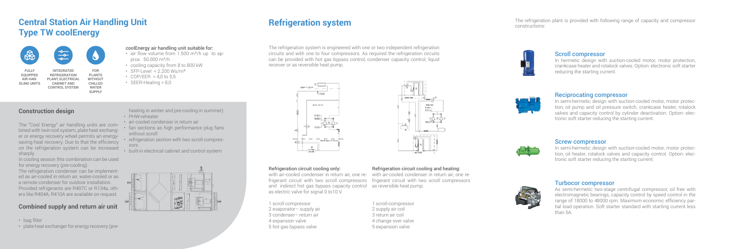# Central Station Air Handling Unit Type TW coolEnergy

FULLY EQUIPPED AIR HANDLING UNITS

INTEGRATED REFRIGERATION PLANT, ELECTRICAL CABINET AND CONTROL SYSTEM

FOR PLANTS WITHOUT CHILLED WATER SUPPLY

**coolEnergy air handling unit suitable for:**

- air flow volume from 1.500 m³/h up to approx. 50.000 m³/h
- cooling capacity from 8 to 800 kW
- SFP-Level < 2.200 Ws/m³
- COP/EER > 4,0 to 5,5
- SEER-Heating > 8,0

## Construction design

The "Cool Energy" air handling units are combined with twin-coil system, plate heat exchanger or energy recovery wheel permits an energy-saving heat recovery. Due to that the efficiency on the refrigeration system can be increased sharply.

In cooling season this combination can be used for energy recovery (pre-cooling).

The refrigeration condenser can be implemented as air-cooled in return air, water-cooled or as a remote condenser for outdoor installation.

Provided refrigerants are R407C or R134a, others like R404A, R410A are available on request.

## Combined supply and return air unit

- bag filter
- plate heat exchanger for energy recovery (preheating in winter and pre-cooling in summer)
- PHW-reheater
- air-cooled condenser in return air
- fan sections as high performance plug fans without scroll
- refrigeration section with two scroll compressors
- built-in electrical cabinet and control system

# Refrigeration system

The refrigeration system is engineered with one or two independent refrigeration circuits and with one to four compressors. As required the refrigeration circuits can be provided with hot gas bypass control, condenser capacity control, liquid receiver or as reversible heat pump.

**Refrigeration circuit cooling only:**

with air-cooled condenser in return air, one refrigerant circuit with two scroll compressors and indirect hot gas bypass capacity control as electric valve for signal 0 to10 V.

1 scroll compressor
2 evaporator– supply air
3 condenser– return air
4 expansion valve
5 hot gas bypass valve

**Refrigeration circuit cooling and heating:**

with air-cooled condenser in return air, one refrigerant circuit with two scroll compressors as reversible heat pump.

1 scroll-compressor
2 supply air coil
3 return air coil
4 change over valve
5 expansion valve

The refrigeration plant is provided with following range of capacity and compressor constructions:

### Scroll compressor

In hermetic design with suction-cooled motor, motor protection, crankcase heater and rotalock valves. Option: electronic soft starter reducing the starting current.

### Reciprocating compressor

In semi-hermetic design with suction-cooled motor, motor protection, oil pump and oil pressure switch, crankcase heater, rotalock valves and capacity control by cylinder deactivation. Option: electronic soft starter reducing the starting current.

### Screw compressor

In semi-hermetic design with suction-cooled motor, motor protection, oil heater, rotalock valves and capacity control. Option: electronic soft starter reducing the starting current.

### Turbocor compressor

As semi-hermetic two-stage centrifugal compressor, oil free with electromagnetic bearings, capacity control by speed control in the range of 18000 to 48000 rpm. Maximum economic efficiency partial load operation. Soft starter standard with starting current less than 5A.